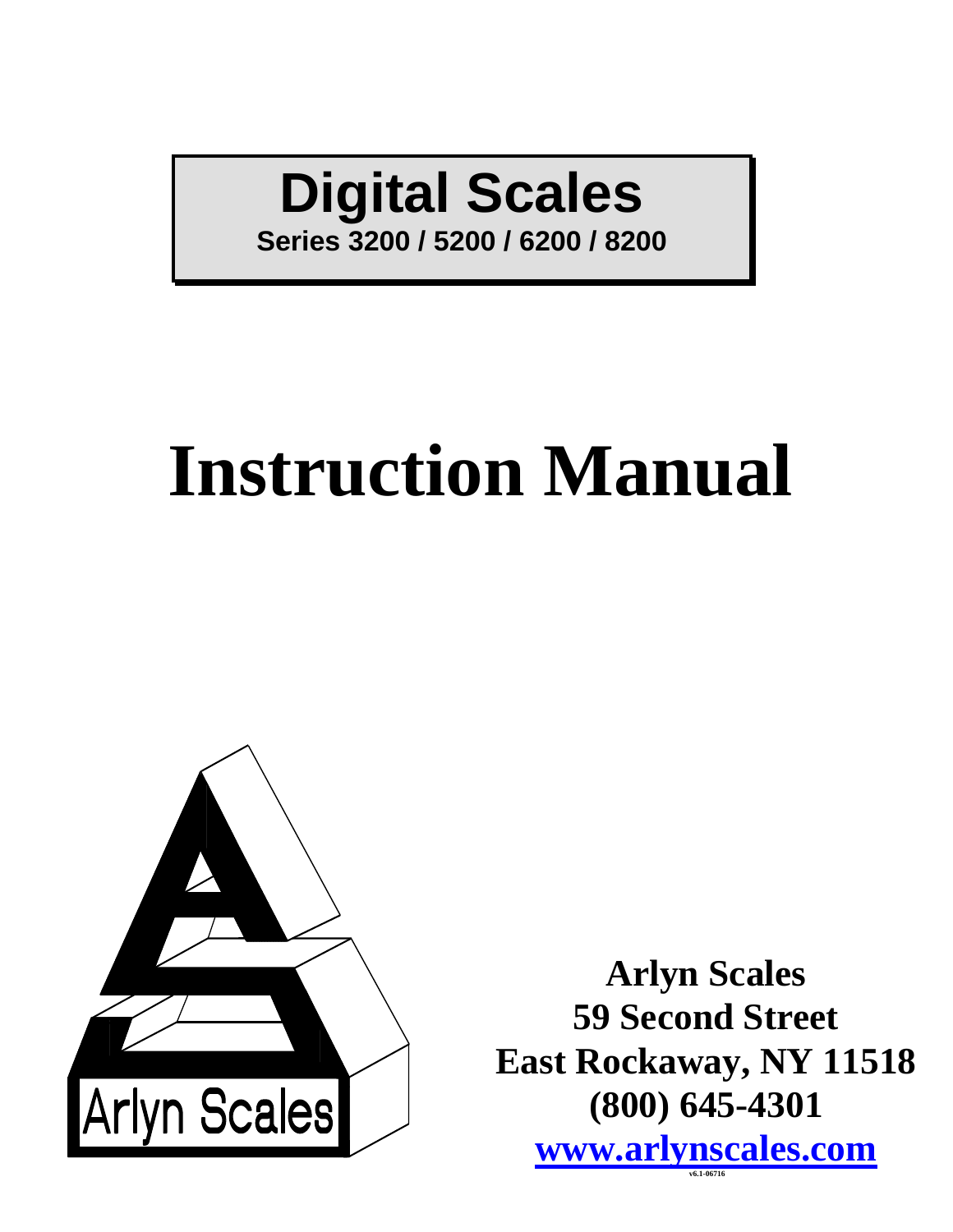# Digital Scales

**Series 3200 / 5200 / 6200 / 8200**

# Instruction Manual

Arlyn Scales

**Arlyn Scales**
**59 Second Street**
**East Rockaway, NY 11518**
**(800) 645-4301**
**www.arlynscales.com**

v6.1-06716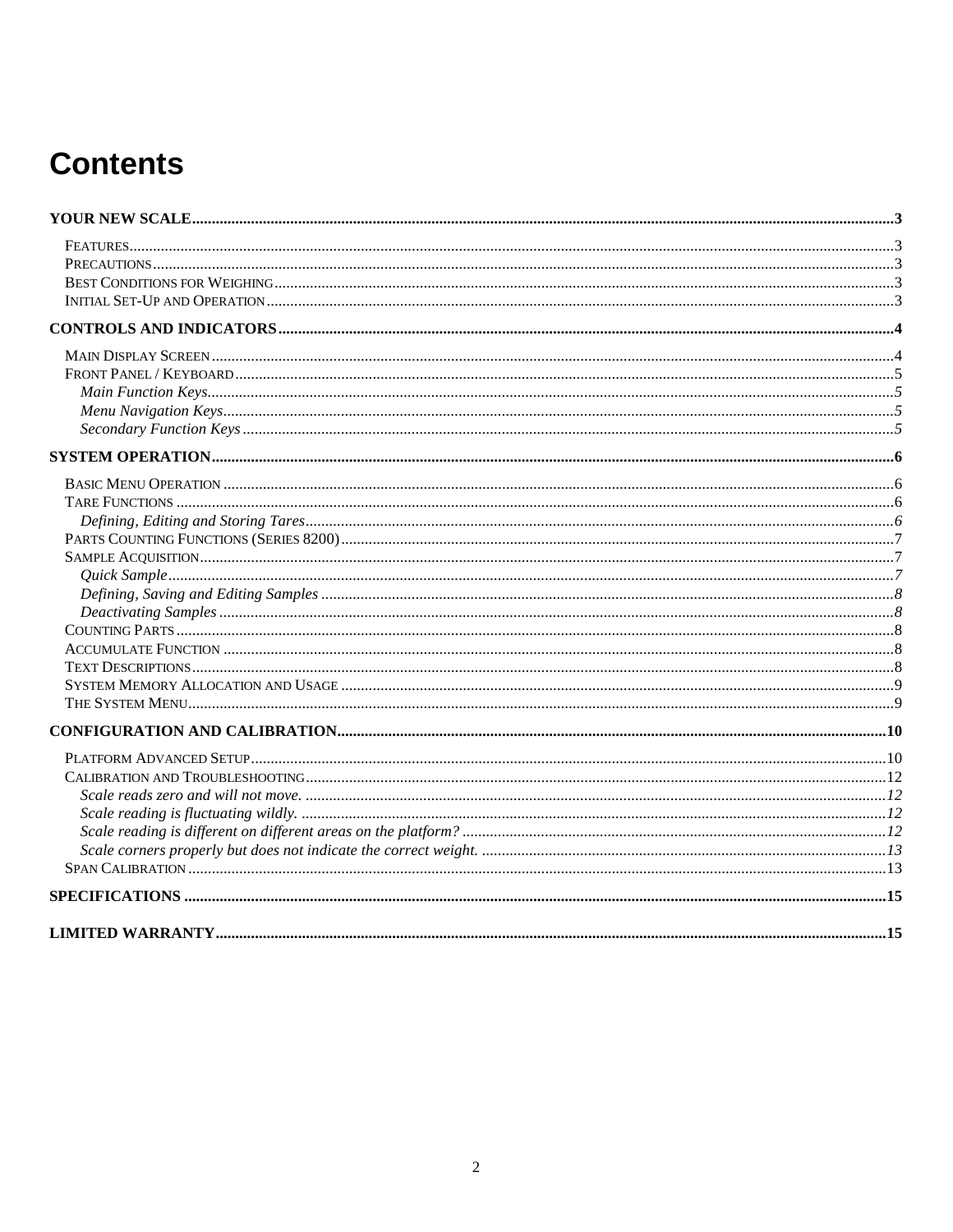# Contents

**YOUR NEW SCALE** ........ **3**

- Features ........ 3
- Precautions ........ 3
- Best Conditions for Weighing ........ 3
- Initial Set-Up and Operation ........ 3

**CONTROLS AND INDICATORS** ........ **4**

- Main Display Screen ........ 4
- Front Panel / Keyboard ........ 5
  - *Main Function Keys* ........ *5*
  - *Menu Navigation Keys* ........ *5*
  - *Secondary Function Keys* ........ *5*

**SYSTEM OPERATION** ........ **6**

- Basic Menu Operation ........ 6
- Tare Functions ........ 6
  - *Defining, Editing and Storing Tares* ........ *6*
- Parts Counting Functions (Series 8200) ........ 7
- Sample Acquisition ........ 7
  - *Quick Sample* ........ *7*
  - *Defining, Saving and Editing Samples* ........ *8*
  - *Deactivating Samples* ........ *8*
- Counting Parts ........ 8
- Accumulate Function ........ 8
- Text Descriptions ........ 8
- System Memory Allocation and Usage ........ 9
- The System Menu ........ 9

**CONFIGURATION AND CALIBRATION** ........ **10**

- Platform Advanced Setup ........ 10
- Calibration and Troubleshooting ........ 12
  - *Scale reads zero and will not move.* ........ *12*
  - *Scale reading is fluctuating wildly.* ........ *12*
  - *Scale reading is different on different areas on the platform?* ........ *12*
  - *Scale corners properly but does not indicate the correct weight.* ........ *13*
- Span Calibration ........ 13

**SPECIFICATIONS** ........ **15**

**LIMITED WARRANTY** ........ **15**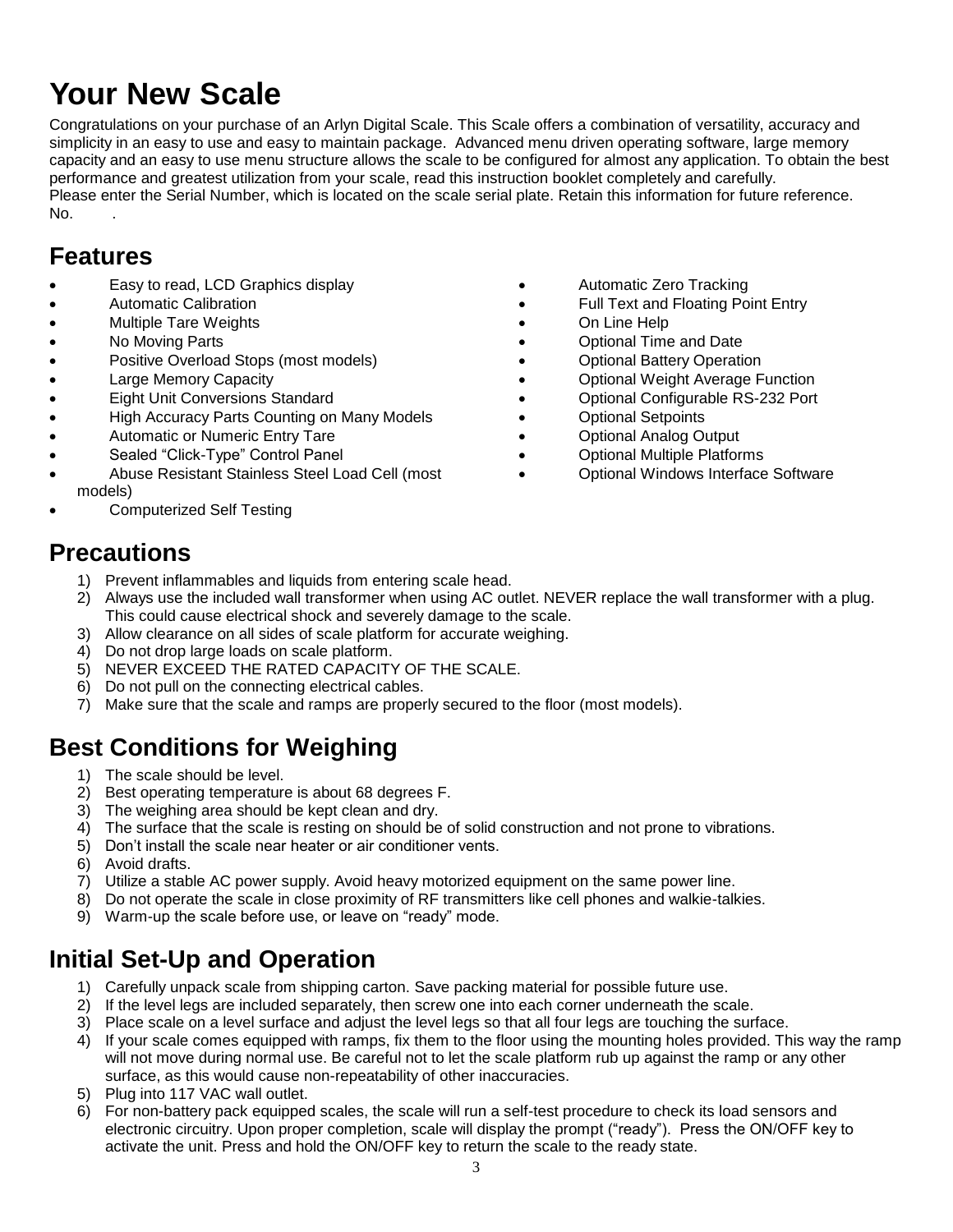# Your New Scale

Congratulations on your purchase of an Arlyn Digital Scale. This Scale offers a combination of versatility, accuracy and simplicity in an easy to use and easy to maintain package. Advanced menu driven operating software, large memory capacity and an easy to use menu structure allows the scale to be configured for almost any application. To obtain the best performance and greatest utilization from your scale, read this instruction booklet completely and carefully.
Please enter the Serial Number, which is located on the scale serial plate. Retain this information for future reference.
No. .

## Features

- Easy to read, LCD Graphics display
- Automatic Calibration
- Multiple Tare Weights
- No Moving Parts
- Positive Overload Stops (most models)
- Large Memory Capacity
- Eight Unit Conversions Standard
- High Accuracy Parts Counting on Many Models
- Automatic or Numeric Entry Tare
- Sealed "Click-Type" Control Panel
- Abuse Resistant Stainless Steel Load Cell (most models)
- Computerized Self Testing
- Automatic Zero Tracking
- Full Text and Floating Point Entry
- On Line Help
- Optional Time and Date
- Optional Battery Operation
- Optional Weight Average Function
- Optional Configurable RS-232 Port
- Optional Setpoints
- Optional Analog Output
- Optional Multiple Platforms
- Optional Windows Interface Software

## Precautions

1) Prevent inflammables and liquids from entering scale head.
2) Always use the included wall transformer when using AC outlet. NEVER replace the wall transformer with a plug. This could cause electrical shock and severely damage to the scale.
3) Allow clearance on all sides of scale platform for accurate weighing.
4) Do not drop large loads on scale platform.
5) NEVER EXCEED THE RATED CAPACITY OF THE SCALE.
6) Do not pull on the connecting electrical cables.
7) Make sure that the scale and ramps are properly secured to the floor (most models).

## Best Conditions for Weighing

1) The scale should be level.
2) Best operating temperature is about 68 degrees F.
3) The weighing area should be kept clean and dry.
4) The surface that the scale is resting on should be of solid construction and not prone to vibrations.
5) Don't install the scale near heater or air conditioner vents.
6) Avoid drafts.
7) Utilize a stable AC power supply. Avoid heavy motorized equipment on the same power line.
8) Do not operate the scale in close proximity of RF transmitters like cell phones and walkie-talkies.
9) Warm-up the scale before use, or leave on "ready" mode.

## Initial Set-Up and Operation

1) Carefully unpack scale from shipping carton. Save packing material for possible future use.
2) If the level legs are included separately, then screw one into each corner underneath the scale.
3) Place scale on a level surface and adjust the level legs so that all four legs are touching the surface.
4) If your scale comes equipped with ramps, fix them to the floor using the mounting holes provided. This way the ramp will not move during normal use. Be careful not to let the scale platform rub up against the ramp or any other surface, as this would cause non-repeatability of other inaccuracies.
5) Plug into 117 VAC wall outlet.
6) For non-battery pack equipped scales, the scale will run a self-test procedure to check its load sensors and electronic circuitry. Upon proper completion, scale will display the prompt ("ready"). Press the ON/OFF key to activate the unit. Press and hold the ON/OFF key to return the scale to the ready state.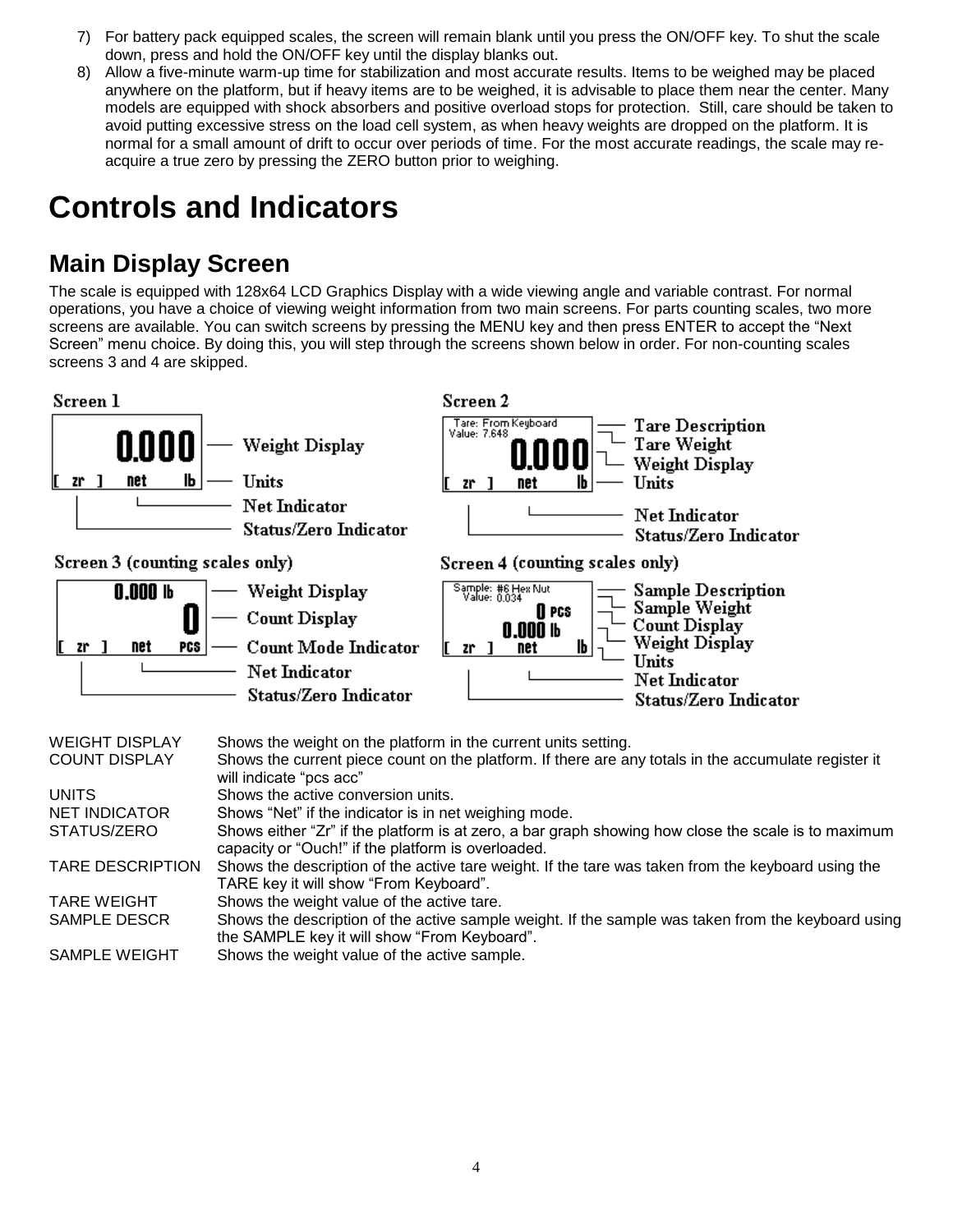7) For battery pack equipped scales, the screen will remain blank until you press the ON/OFF key. To shut the scale down, press and hold the ON/OFF key until the display blanks out.
8) Allow a five-minute warm-up time for stabilization and most accurate results. Items to be weighed may be placed anywhere on the platform, but if heavy items are to be weighed, it is advisable to place them near the center. Many models are equipped with shock absorbers and positive overload stops for protection. Still, care should be taken to avoid putting excessive stress on the load cell system, as when heavy weights are dropped on the platform. It is normal for a small amount of drift to occur over periods of time. For the most accurate readings, the scale may re-acquire a true zero by pressing the ZERO button prior to weighing.

# Controls and Indicators

## Main Display Screen

The scale is equipped with 128x64 LCD Graphics Display with a wide viewing angle and variable contrast. For normal operations, you have a choice of viewing weight information from two main screens. For parts counting scales, two more screens are available. You can switch screens by pressing the MENU key and then press ENTER to accept the "Next Screen" menu choice. By doing this, you will step through the screens shown below in order. For non-counting scales screens 3 and 4 are skipped.

**Screen 1**

- 0.000 — Weight Display
- [ zr ] net lb — Units
- Net Indicator
- Status/Zero Indicator

**Screen 2**

- Tare: From Keyboard — Tare Description
- Value: 7.648 — Tare Weight
- 0.000 — Weight Display
- [ zr ] net lb — Units
- Net Indicator
- Status/Zero Indicator

**Screen 3 (counting scales only)**

- 0.000 lb — Weight Display
- 0 — Count Display
- [ zr ] net PCS — Count Mode Indicator
- Net Indicator
- Status/Zero Indicator

**Screen 4 (counting scales only)**

- Sample: #6 Hex Nut — Sample Description
- Value: 0.034 — Sample Weight
- 0 PCS — Count Display
- 0.000 lb — Weight Display
- [ zr ] net lb — Units
- Net Indicator
- Status/Zero Indicator

| | |
|---|---|
| WEIGHT DISPLAY | Shows the weight on the platform in the current units setting. |
| COUNT DISPLAY | Shows the current piece count on the platform. If there are any totals in the accumulate register it will indicate "pcs acc" |
| UNITS | Shows the active conversion units. |
| NET INDICATOR | Shows "Net" if the indicator is in net weighing mode. |
| STATUS/ZERO | Shows either "Zr" if the platform is at zero, a bar graph showing how close the scale is to maximum capacity or "Ouch!" if the platform is overloaded. |
| TARE DESCRIPTION | Shows the description of the active tare weight. If the tare was taken from the keyboard using the TARE key it will show "From Keyboard". |
| TARE WEIGHT | Shows the weight value of the active tare. |
| SAMPLE DESCR | Shows the description of the active sample weight. If the sample was taken from the keyboard using the SAMPLE key it will show "From Keyboard". |
| SAMPLE WEIGHT | Shows the weight value of the active sample. |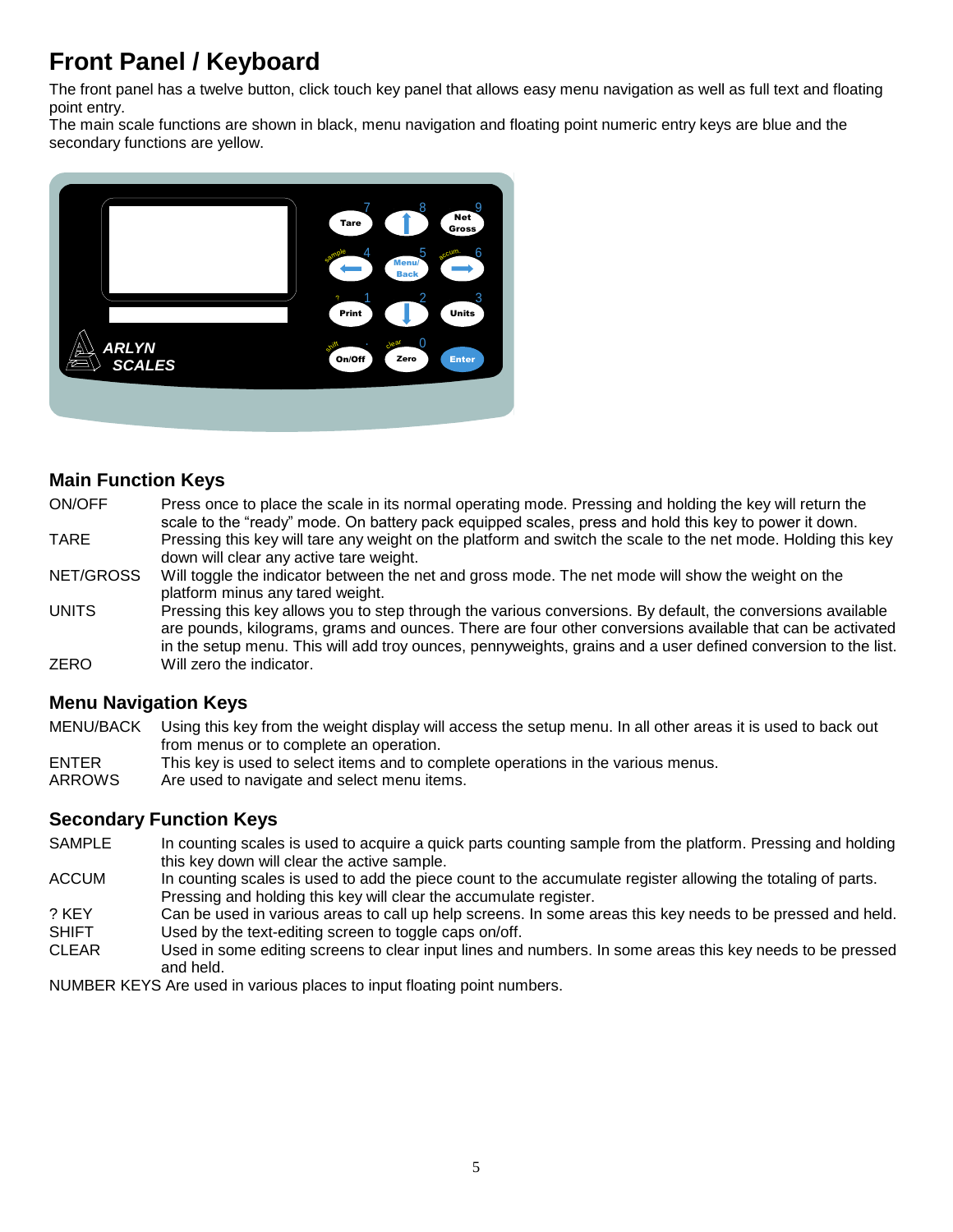# Front Panel / Keyboard

The front panel has a twelve button, click touch key panel that allows easy menu navigation as well as full text and floating point entry.
The main scale functions are shown in black, menu navigation and floating point numeric entry keys are blue and the secondary functions are yellow.

## Main Function Keys

ON/OFF — Press once to place the scale in its normal operating mode. Pressing and holding the key will return the scale to the "ready" mode. On battery pack equipped scales, press and hold this key to power it down.

TARE — Pressing this key will tare any weight on the platform and switch the scale to the net mode. Holding this key down will clear any active tare weight.

NET/GROSS — Will toggle the indicator between the net and gross mode. The net mode will show the weight on the platform minus any tared weight.

UNITS — Pressing this key allows you to step through the various conversions. By default, the conversions available are pounds, kilograms, grams and ounces. There are four other conversions available that can be activated in the setup menu. This will add troy ounces, pennyweights, grains and a user defined conversion to the list.

ZERO — Will zero the indicator.

## Menu Navigation Keys

MENU/BACK — Using this key from the weight display will access the setup menu. In all other areas it is used to back out from menus or to complete an operation.

ENTER — This key is used to select items and to complete operations in the various menus.

ARROWS — Are used to navigate and select menu items.

## Secondary Function Keys

SAMPLE — In counting scales is used to acquire a quick parts counting sample from the platform. Pressing and holding this key down will clear the active sample.

ACCUM — In counting scales is used to add the piece count to the accumulate register allowing the totaling of parts. Pressing and holding this key will clear the accumulate register.

? KEY — Can be used in various areas to call up help screens. In some areas this key needs to be pressed and held.

SHIFT — Used by the text-editing screen to toggle caps on/off.

CLEAR — Used in some editing screens to clear input lines and numbers. In some areas this key needs to be pressed and held.

NUMBER KEYS Are used in various places to input floating point numbers.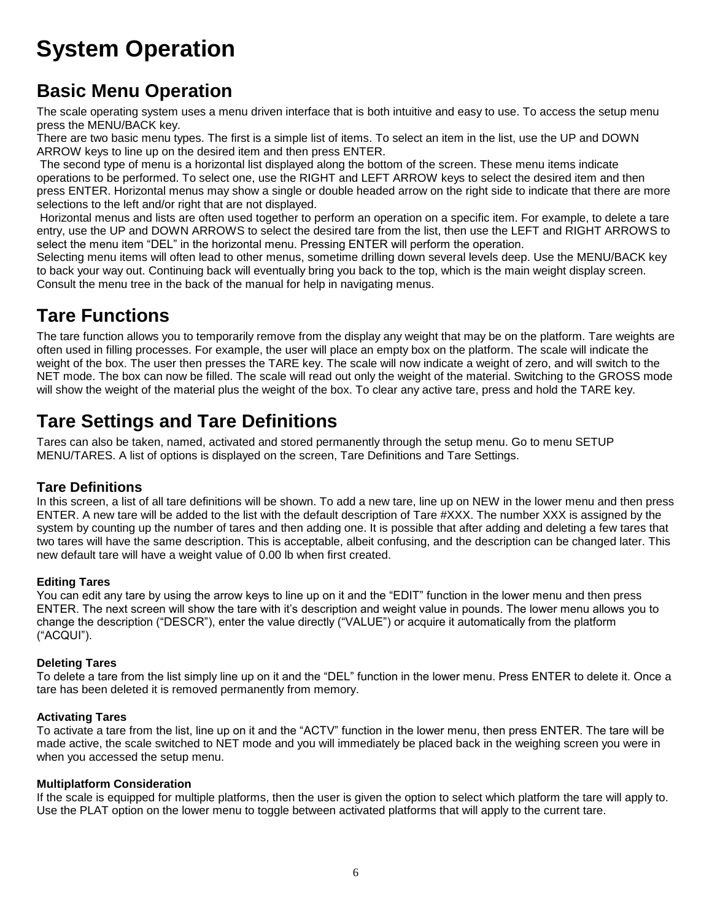# System Operation

## Basic Menu Operation

The scale operating system uses a menu driven interface that is both intuitive and easy to use. To access the setup menu press the MENU/BACK key.

There are two basic menu types. The first is a simple list of items. To select an item in the list, use the UP and DOWN ARROW keys to line up on the desired item and then press ENTER.

The second type of menu is a horizontal list displayed along the bottom of the screen. These menu items indicate operations to be performed. To select one, use the RIGHT and LEFT ARROW keys to select the desired item and then press ENTER. Horizontal menus may show a single or double headed arrow on the right side to indicate that there are more selections to the left and/or right that are not displayed.

Horizontal menus and lists are often used together to perform an operation on a specific item. For example, to delete a tare entry, use the UP and DOWN ARROWS to select the desired tare from the list, then use the LEFT and RIGHT ARROWS to select the menu item "DEL" in the horizontal menu. Pressing ENTER will perform the operation.

Selecting menu items will often lead to other menus, sometime drilling down several levels deep. Use the MENU/BACK key to back your way out. Continuing back will eventually bring you back to the top, which is the main weight display screen. Consult the menu tree in the back of the manual for help in navigating menus.

## Tare Functions

The tare function allows you to temporarily remove from the display any weight that may be on the platform. Tare weights are often used in filling processes. For example, the user will place an empty box on the platform. The scale will indicate the weight of the box. The user then presses the TARE key. The scale will now indicate a weight of zero, and will switch to the NET mode. The box can now be filled. The scale will read out only the weight of the material. Switching to the GROSS mode will show the weight of the material plus the weight of the box. To clear any active tare, press and hold the TARE key.

## Tare Settings and Tare Definitions

Tares can also be taken, named, activated and stored permanently through the setup menu. Go to menu SETUP MENU/TARES. A list of options is displayed on the screen, Tare Definitions and Tare Settings.

### Tare Definitions

In this screen, a list of all tare definitions will be shown. To add a new tare, line up on NEW in the lower menu and then press ENTER. A new tare will be added to the list with the default description of Tare #XXX. The number XXX is assigned by the system by counting up the number of tares and then adding one. It is possible that after adding and deleting a few tares that two tares will have the same description. This is acceptable, albeit confusing, and the description can be changed later. This new default tare will have a weight value of 0.00 lb when first created.

#### Editing Tares

You can edit any tare by using the arrow keys to line up on it and the "EDIT" function in the lower menu and then press ENTER. The next screen will show the tare with it's description and weight value in pounds. The lower menu allows you to change the description ("DESCR"), enter the value directly ("VALUE") or acquire it automatically from the platform ("ACQUI").

#### Deleting Tares

To delete a tare from the list simply line up on it and the "DEL" function in the lower menu. Press ENTER to delete it. Once a tare has been deleted it is removed permanently from memory.

#### Activating Tares

To activate a tare from the list, line up on it and the "ACTV" function in the lower menu, then press ENTER. The tare will be made active, the scale switched to NET mode and you will immediately be placed back in the weighing screen you were in when you accessed the setup menu.

#### Multiplatform Consideration

If the scale is equipped for multiple platforms, then the user is given the option to select which platform the tare will apply to. Use the PLAT option on the lower menu to toggle between activated platforms that will apply to the current tare.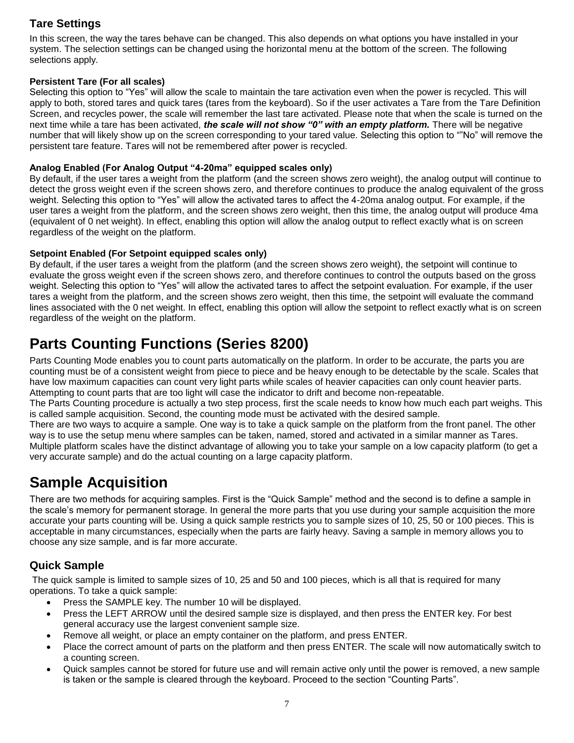## Tare Settings

In this screen, the way the tares behave can be changed. This also depends on what options you have installed in your system. The selection settings can be changed using the horizontal menu at the bottom of the screen. The following selections apply.

**Persistent Tare (For all scales)**

Selecting this option to “Yes” will allow the scale to maintain the tare activation even when the power is recycled. This will apply to both, stored tares and quick tares (tares from the keyboard). So if the user activates a Tare from the Tare Definition Screen, and recycles power, the scale will remember the last tare activated. Please note that when the scale is turned on the next time while a tare has been activated, ***the scale will not show “0” with an empty platform.*** There will be negative number that will likely show up on the screen corresponding to your tared value. Selecting this option to “”No” will remove the persistent tare feature. Tares will not be remembered after power is recycled.

**Analog Enabled (For Analog Output “4-20ma” equipped scales only)**

By default, if the user tares a weight from the platform (and the screen shows zero weight), the analog output will continue to detect the gross weight even if the screen shows zero, and therefore continues to produce the analog equivalent of the gross weight. Selecting this option to “Yes” will allow the activated tares to affect the 4-20ma analog output. For example, if the user tares a weight from the platform, and the screen shows zero weight, then this time, the analog output will produce 4ma (equivalent of 0 net weight). In effect, enabling this option will allow the analog output to reflect exactly what is on screen regardless of the weight on the platform.

**Setpoint Enabled (For Setpoint equipped scales only)**

By default, if the user tares a weight from the platform (and the screen shows zero weight), the setpoint will continue to evaluate the gross weight even if the screen shows zero, and therefore continues to control the outputs based on the gross weight. Selecting this option to “Yes” will allow the activated tares to affect the setpoint evaluation. For example, if the user tares a weight from the platform, and the screen shows zero weight, then this time, the setpoint will evaluate the command lines associated with the 0 net weight. In effect, enabling this option will allow the setpoint to reflect exactly what is on screen regardless of the weight on the platform.

# Parts Counting Functions (Series 8200)

Parts Counting Mode enables you to count parts automatically on the platform. In order to be accurate, the parts you are counting must be of a consistent weight from piece to piece and be heavy enough to be detectable by the scale. Scales that have low maximum capacities can count very light parts while scales of heavier capacities can only count heavier parts. Attempting to count parts that are too light will case the indicator to drift and become non-repeatable.

The Parts Counting procedure is actually a two step process, first the scale needs to know how much each part weighs. This is called sample acquisition. Second, the counting mode must be activated with the desired sample.

There are two ways to acquire a sample. One way is to take a quick sample on the platform from the front panel. The other way is to use the setup menu where samples can be taken, named, stored and activated in a similar manner as Tares. Multiple platform scales have the distinct advantage of allowing you to take your sample on a low capacity platform (to get a very accurate sample) and do the actual counting on a large capacity platform.

# Sample Acquisition

There are two methods for acquiring samples. First is the “Quick Sample” method and the second is to define a sample in the scale’s memory for permanent storage. In general the more parts that you use during your sample acquisition the more accurate your parts counting will be. Using a quick sample restricts you to sample sizes of 10, 25, 50 or 100 pieces. This is acceptable in many circumstances, especially when the parts are fairly heavy. Saving a sample in memory allows you to choose any size sample, and is far more accurate.

## Quick Sample

The quick sample is limited to sample sizes of 10, 25 and 50 and 100 pieces, which is all that is required for many operations. To take a quick sample:

- Press the SAMPLE key. The number 10 will be displayed.
- Press the LEFT ARROW until the desired sample size is displayed, and then press the ENTER key. For best general accuracy use the largest convenient sample size.
- Remove all weight, or place an empty container on the platform, and press ENTER.
- Place the correct amount of parts on the platform and then press ENTER. The scale will now automatically switch to a counting screen.
- Quick samples cannot be stored for future use and will remain active only until the power is removed, a new sample is taken or the sample is cleared through the keyboard. Proceed to the section “Counting Parts”.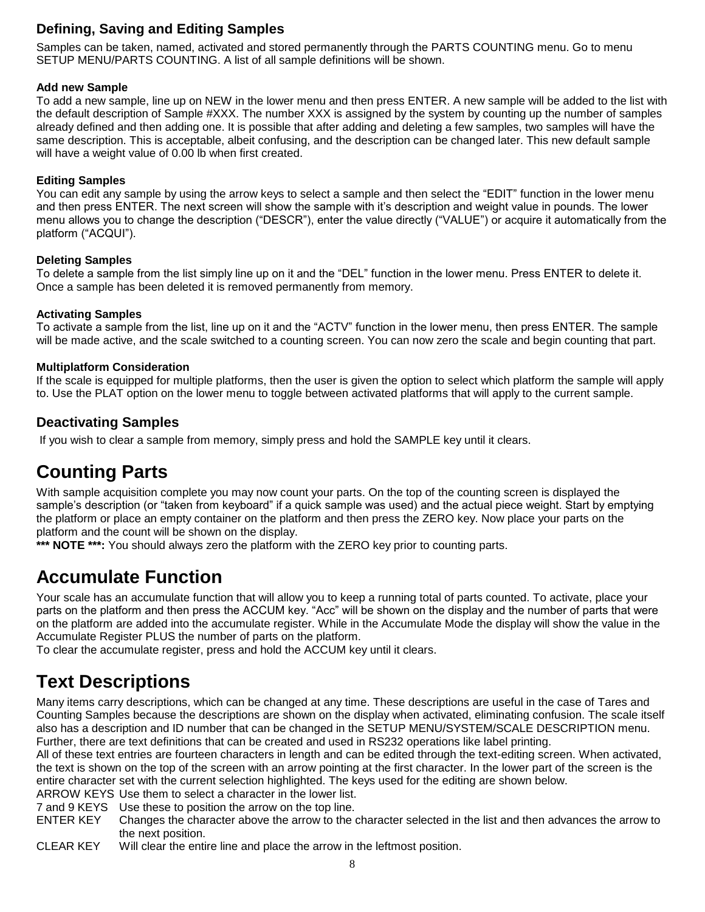### Defining, Saving and Editing Samples

Samples can be taken, named, activated and stored permanently through the PARTS COUNTING menu. Go to menu SETUP MENU/PARTS COUNTING. A list of all sample definitions will be shown.

#### Add new Sample

To add a new sample, line up on NEW in the lower menu and then press ENTER. A new sample will be added to the list with the default description of Sample #XXX. The number XXX is assigned by the system by counting up the number of samples already defined and then adding one. It is possible that after adding and deleting a few samples, two samples will have the same description. This is acceptable, albeit confusing, and the description can be changed later. This new default sample will have a weight value of 0.00 lb when first created.

#### Editing Samples

You can edit any sample by using the arrow keys to select a sample and then select the “EDIT” function in the lower menu and then press ENTER. The next screen will show the sample with it’s description and weight value in pounds. The lower menu allows you to change the description (“DESCR”), enter the value directly (“VALUE”) or acquire it automatically from the platform (“ACQUI”).

#### Deleting Samples

To delete a sample from the list simply line up on it and the “DEL” function in the lower menu. Press ENTER to delete it. Once a sample has been deleted it is removed permanently from memory.

#### Activating Samples

To activate a sample from the list, line up on it and the “ACTV” function in the lower menu, then press ENTER. The sample will be made active, and the scale switched to a counting screen. You can now zero the scale and begin counting that part.

#### Multiplatform Consideration

If the scale is equipped for multiple platforms, then the user is given the option to select which platform the sample will apply to. Use the PLAT option on the lower menu to toggle between activated platforms that will apply to the current sample.

### Deactivating Samples

If you wish to clear a sample from memory, simply press and hold the SAMPLE key until it clears.

## Counting Parts

With sample acquisition complete you may now count your parts. On the top of the counting screen is displayed the sample’s description (or “taken from keyboard” if a quick sample was used) and the actual piece weight. Start by emptying the platform or place an empty container on the platform and then press the ZERO key. Now place your parts on the platform and the count will be shown on the display.

**\*\*\* NOTE \*\*\*:** You should always zero the platform with the ZERO key prior to counting parts.

## Accumulate Function

Your scale has an accumulate function that will allow you to keep a running total of parts counted. To activate, place your parts on the platform and then press the ACCUM key. “Acc” will be shown on the display and the number of parts that were on the platform are added into the accumulate register. While in the Accumulate Mode the display will show the value in the Accumulate Register PLUS the number of parts on the platform.

To clear the accumulate register, press and hold the ACCUM key until it clears.

## Text Descriptions

Many items carry descriptions, which can be changed at any time. These descriptions are useful in the case of Tares and Counting Samples because the descriptions are shown on the display when activated, eliminating confusion. The scale itself also has a description and ID number that can be changed in the SETUP MENU/SYSTEM/SCALE DESCRIPTION menu. Further, there are text definitions that can be created and used in RS232 operations like label printing.

All of these text entries are fourteen characters in length and can be edited through the text-editing screen. When activated, the text is shown on the top of the screen with an arrow pointing at the first character. In the lower part of the screen is the entire character set with the current selection highlighted. The keys used for the editing are shown below.

ARROW KEYS Use them to select a character in the lower list.

7 and 9 KEYS Use these to position the arrow on the top line.

ENTER KEY Changes the character above the arrow to the character selected in the list and then advances the arrow to the next position.

CLEAR KEY Will clear the entire line and place the arrow in the leftmost position.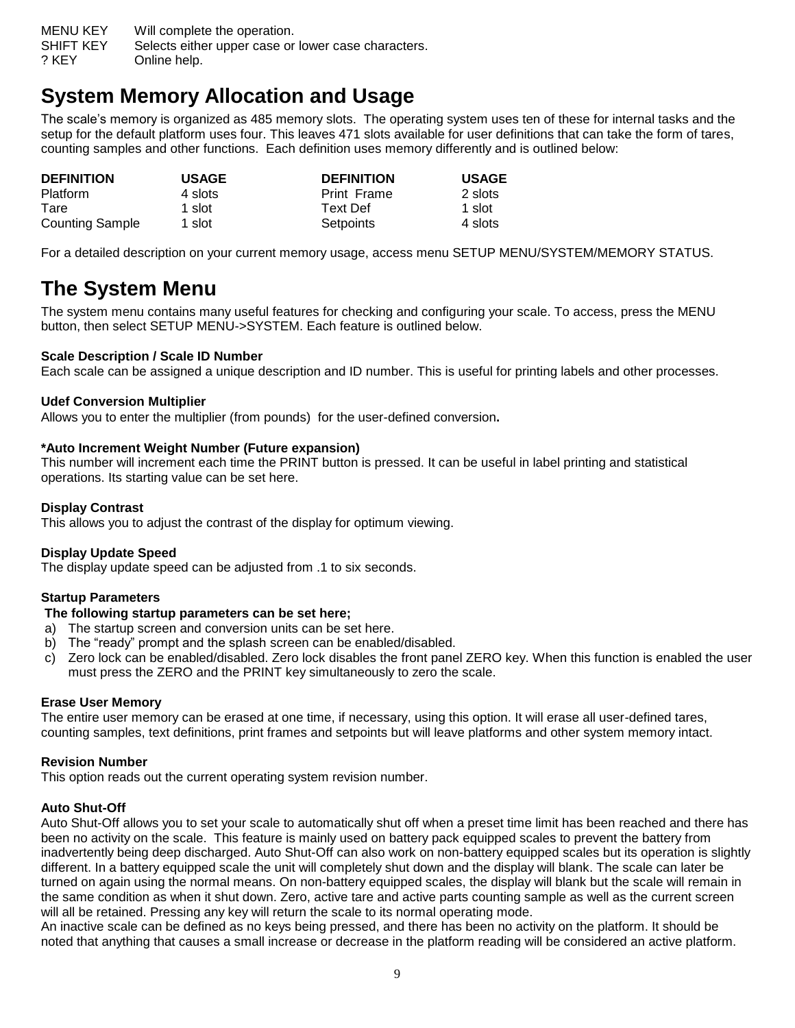MENU KEY Will complete the operation.
SHIFT KEY Selects either upper case or lower case characters.
? KEY Online help.

## System Memory Allocation and Usage

The scale's memory is organized as 485 memory slots. The operating system uses ten of these for internal tasks and the setup for the default platform uses four. This leaves 471 slots available for user definitions that can take the form of tares, counting samples and other functions. Each definition uses memory differently and is outlined below:

| DEFINITION | USAGE | DEFINITION | USAGE |
|---|---|---|---|
| Platform | 4 slots | Print Frame | 2 slots |
| Tare | 1 slot | Text Def | 1 slot |
| Counting Sample | 1 slot | Setpoints | 4 slots |

For a detailed description on your current memory usage, access menu SETUP MENU/SYSTEM/MEMORY STATUS.

## The System Menu

The system menu contains many useful features for checking and configuring your scale. To access, press the MENU button, then select SETUP MENU->SYSTEM. Each feature is outlined below.

**Scale Description / Scale ID Number**
Each scale can be assigned a unique description and ID number. This is useful for printing labels and other processes.

**Udef Conversion Multiplier**
Allows you to enter the multiplier (from pounds) for the user-defined conversion.

**\*Auto Increment Weight Number (Future expansion)**
This number will increment each time the PRINT button is pressed. It can be useful in label printing and statistical operations. Its starting value can be set here.

**Display Contrast**
This allows you to adjust the contrast of the display for optimum viewing.

**Display Update Speed**
The display update speed can be adjusted from .1 to six seconds.

**Startup Parameters**
**The following startup parameters can be set here;**

a) The startup screen and conversion units can be set here.
b) The "ready" prompt and the splash screen can be enabled/disabled.
c) Zero lock can be enabled/disabled. Zero lock disables the front panel ZERO key. When this function is enabled the user must press the ZERO and the PRINT key simultaneously to zero the scale.

**Erase User Memory**
The entire user memory can be erased at one time, if necessary, using this option. It will erase all user-defined tares, counting samples, text definitions, print frames and setpoints but will leave platforms and other system memory intact.

**Revision Number**
This option reads out the current operating system revision number.

**Auto Shut-Off**
Auto Shut-Off allows you to set your scale to automatically shut off when a preset time limit has been reached and there has been no activity on the scale. This feature is mainly used on battery pack equipped scales to prevent the battery from inadvertently being deep discharged. Auto Shut-Off can also work on non-battery equipped scales but its operation is slightly different. In a battery equipped scale the unit will completely shut down and the display will blank. The scale can later be turned on again using the normal means. On non-battery equipped scales, the display will blank but the scale will remain in the same condition as when it shut down. Zero, active tare and active parts counting sample as well as the current screen will all be retained. Pressing any key will return the scale to its normal operating mode.
An inactive scale can be defined as no keys being pressed, and there has been no activity on the platform. It should be noted that anything that causes a small increase or decrease in the platform reading will be considered an active platform.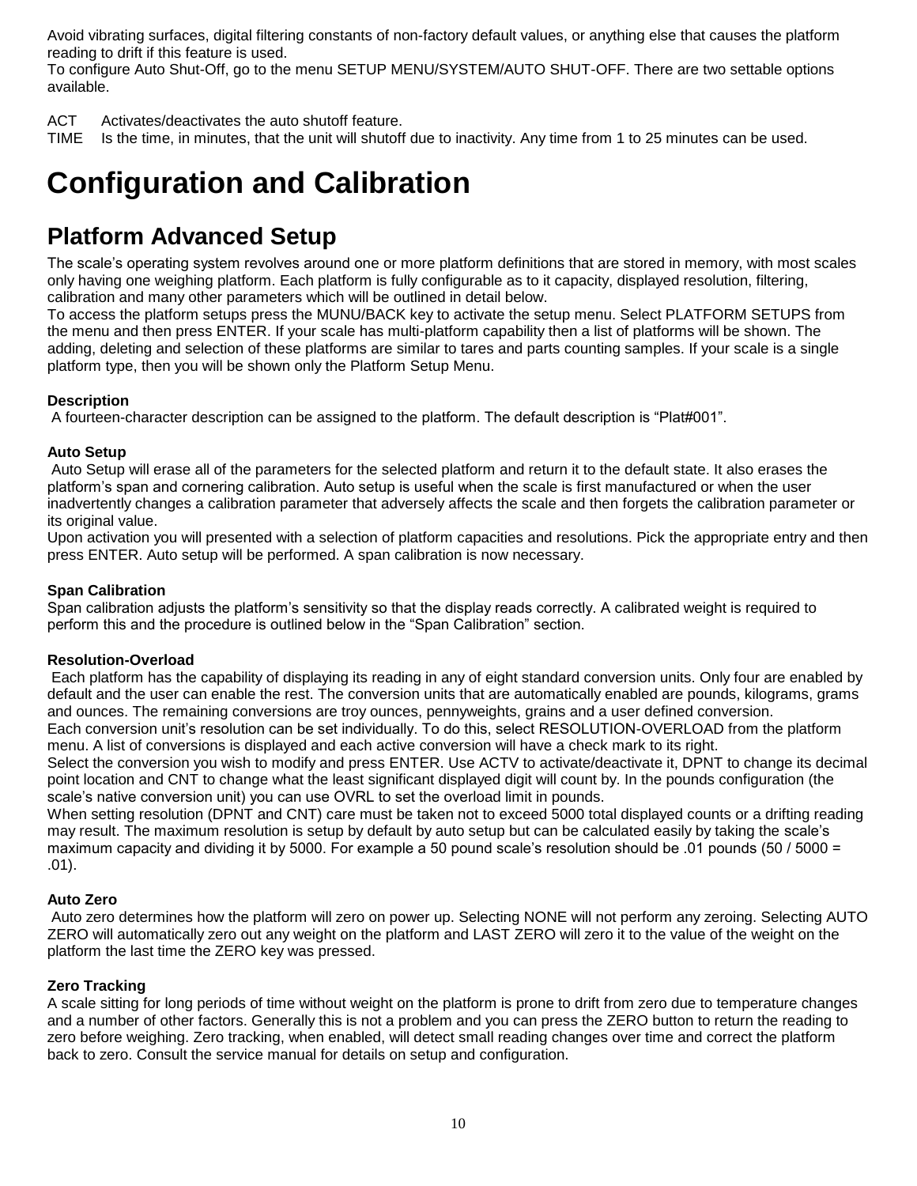Avoid vibrating surfaces, digital filtering constants of non-factory default values, or anything else that causes the platform reading to drift if this feature is used.

To configure Auto Shut-Off, go to the menu SETUP MENU/SYSTEM/AUTO SHUT-OFF. There are two settable options available.

ACT Activates/deactivates the auto shutoff feature.

TIME Is the time, in minutes, that the unit will shutoff due to inactivity. Any time from 1 to 25 minutes can be used.

# Configuration and Calibration

## Platform Advanced Setup

The scale's operating system revolves around one or more platform definitions that are stored in memory, with most scales only having one weighing platform. Each platform is fully configurable as to it capacity, displayed resolution, filtering, calibration and many other parameters which will be outlined in detail below.

To access the platform setups press the MUNU/BACK key to activate the setup menu. Select PLATFORM SETUPS from the menu and then press ENTER. If your scale has multi-platform capability then a list of platforms will be shown. The adding, deleting and selection of these platforms are similar to tares and parts counting samples. If your scale is a single platform type, then you will be shown only the Platform Setup Menu.

**Description**

A fourteen-character description can be assigned to the platform. The default description is "Plat#001".

**Auto Setup**

Auto Setup will erase all of the parameters for the selected platform and return it to the default state. It also erases the platform's span and cornering calibration. Auto setup is useful when the scale is first manufactured or when the user inadvertently changes a calibration parameter that adversely affects the scale and then forgets the calibration parameter or its original value.

Upon activation you will presented with a selection of platform capacities and resolutions. Pick the appropriate entry and then press ENTER. Auto setup will be performed. A span calibration is now necessary.

**Span Calibration**

Span calibration adjusts the platform's sensitivity so that the display reads correctly. A calibrated weight is required to perform this and the procedure is outlined below in the "Span Calibration" section.

**Resolution-Overload**

Each platform has the capability of displaying its reading in any of eight standard conversion units. Only four are enabled by default and the user can enable the rest. The conversion units that are automatically enabled are pounds, kilograms, grams and ounces. The remaining conversions are troy ounces, pennyweights, grains and a user defined conversion.

Each conversion unit's resolution can be set individually. To do this, select RESOLUTION-OVERLOAD from the platform menu. A list of conversions is displayed and each active conversion will have a check mark to its right.

Select the conversion you wish to modify and press ENTER. Use ACTV to activate/deactivate it, DPNT to change its decimal point location and CNT to change what the least significant displayed digit will count by. In the pounds configuration (the scale's native conversion unit) you can use OVRL to set the overload limit in pounds.

When setting resolution (DPNT and CNT) care must be taken not to exceed 5000 total displayed counts or a drifting reading may result. The maximum resolution is setup by default by auto setup but can be calculated easily by taking the scale's maximum capacity and dividing it by 5000. For example a 50 pound scale's resolution should be .01 pounds (50 / 5000 = .01).

**Auto Zero**

Auto zero determines how the platform will zero on power up. Selecting NONE will not perform any zeroing. Selecting AUTO ZERO will automatically zero out any weight on the platform and LAST ZERO will zero it to the value of the weight on the platform the last time the ZERO key was pressed.

**Zero Tracking**

A scale sitting for long periods of time without weight on the platform is prone to drift from zero due to temperature changes and a number of other factors. Generally this is not a problem and you can press the ZERO button to return the reading to zero before weighing. Zero tracking, when enabled, will detect small reading changes over time and correct the platform back to zero. Consult the service manual for details on setup and configuration.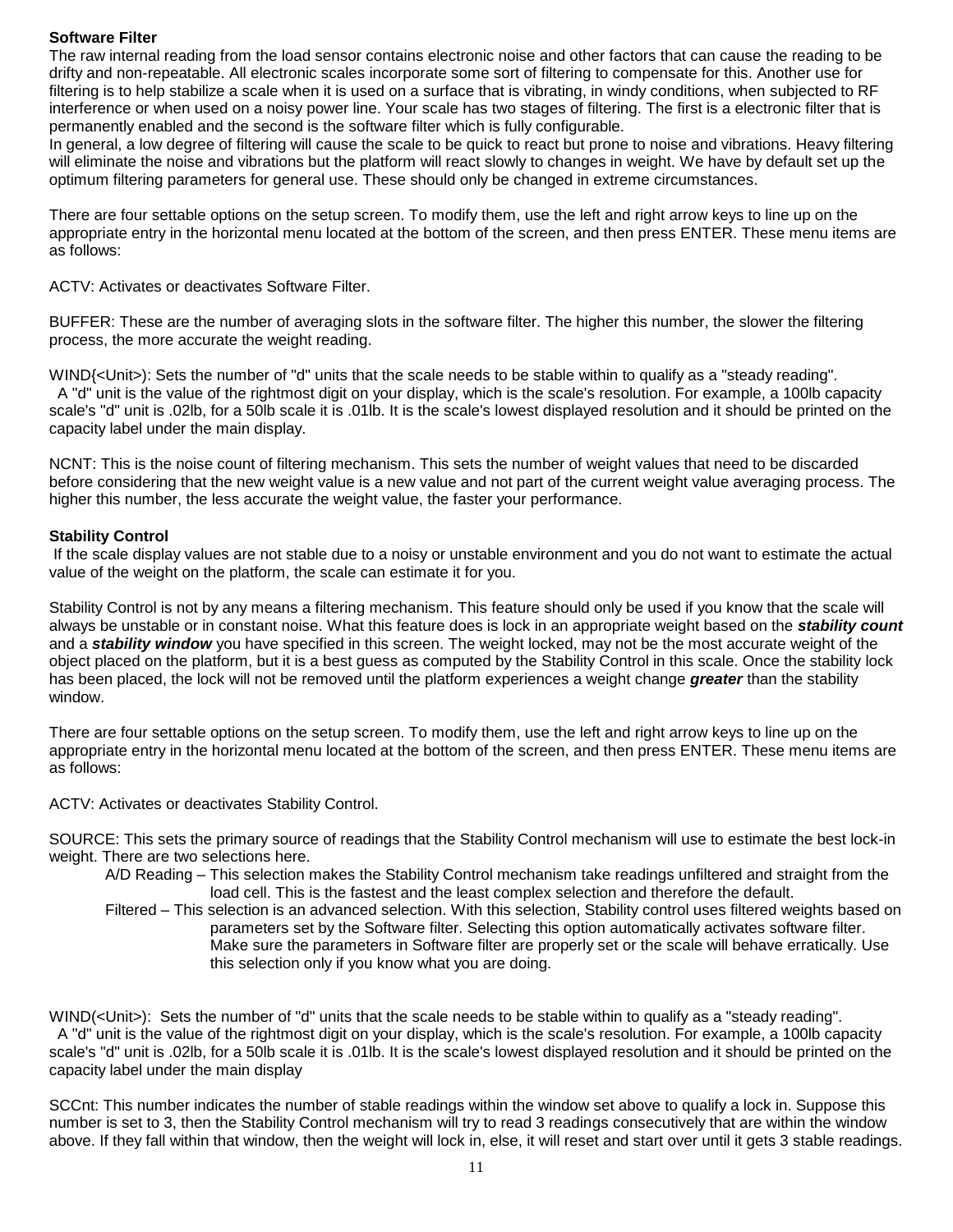**Software Filter**

The raw internal reading from the load sensor contains electronic noise and other factors that can cause the reading to be drifty and non-repeatable. All electronic scales incorporate some sort of filtering to compensate for this. Another use for filtering is to help stabilize a scale when it is used on a surface that is vibrating, in windy conditions, when subjected to RF interference or when used on a noisy power line. Your scale has two stages of filtering. The first is a electronic filter that is permanently enabled and the second is the software filter which is fully configurable.

In general, a low degree of filtering will cause the scale to be quick to react but prone to noise and vibrations. Heavy filtering will eliminate the noise and vibrations but the platform will react slowly to changes in weight. We have by default set up the optimum filtering parameters for general use. These should only be changed in extreme circumstances.

There are four settable options on the setup screen. To modify them, use the left and right arrow keys to line up on the appropriate entry in the horizontal menu located at the bottom of the screen, and then press ENTER. These menu items are as follows:

ACTV: Activates or deactivates Software Filter.

BUFFER: These are the number of averaging slots in the software filter. The higher this number, the slower the filtering process, the more accurate the weight reading.

WIND{<Unit>): Sets the number of "d" units that the scale needs to be stable within to qualify as a "steady reading". A "d" unit is the value of the rightmost digit on your display, which is the scale's resolution. For example, a 100lb capacity scale's "d" unit is .02lb, for a 50lb scale it is .01lb. It is the scale's lowest displayed resolution and it should be printed on the capacity label under the main display.

NCNT: This is the noise count of filtering mechanism. This sets the number of weight values that need to be discarded before considering that the new weight value is a new value and not part of the current weight value averaging process. The higher this number, the less accurate the weight value, the faster your performance.

**Stability Control**

If the scale display values are not stable due to a noisy or unstable environment and you do not want to estimate the actual value of the weight on the platform, the scale can estimate it for you.

Stability Control is not by any means a filtering mechanism. This feature should only be used if you know that the scale will always be unstable or in constant noise. What this feature does is lock in an appropriate weight based on the ***stability count*** and a ***stability window*** you have specified in this screen. The weight locked, may not be the most accurate weight of the object placed on the platform, but it is a best guess as computed by the Stability Control in this scale. Once the stability lock has been placed, the lock will not be removed until the platform experiences a weight change ***greater*** than the stability window.

There are four settable options on the setup screen. To modify them, use the left and right arrow keys to line up on the appropriate entry in the horizontal menu located at the bottom of the screen, and then press ENTER. These menu items are as follows:

ACTV: Activates or deactivates Stability Control.

SOURCE: This sets the primary source of readings that the Stability Control mechanism will use to estimate the best lock-in weight. There are two selections here.

- A/D Reading – This selection makes the Stability Control mechanism take readings unfiltered and straight from the load cell. This is the fastest and the least complex selection and therefore the default.
- Filtered – This selection is an advanced selection. With this selection, Stability control uses filtered weights based on parameters set by the Software filter. Selecting this option automatically activates software filter. Make sure the parameters in Software filter are properly set or the scale will behave erratically. Use this selection only if you know what you are doing.

WIND(<Unit>): Sets the number of "d" units that the scale needs to be stable within to qualify as a "steady reading". A "d" unit is the value of the rightmost digit on your display, which is the scale's resolution. For example, a 100lb capacity scale's "d" unit is .02lb, for a 50lb scale it is .01lb. It is the scale's lowest displayed resolution and it should be printed on the capacity label under the main display

SCCnt: This number indicates the number of stable readings within the window set above to qualify a lock in. Suppose this number is set to 3, then the Stability Control mechanism will try to read 3 readings consecutively that are within the window above. If they fall within that window, then the weight will lock in, else, it will reset and start over until it gets 3 stable readings.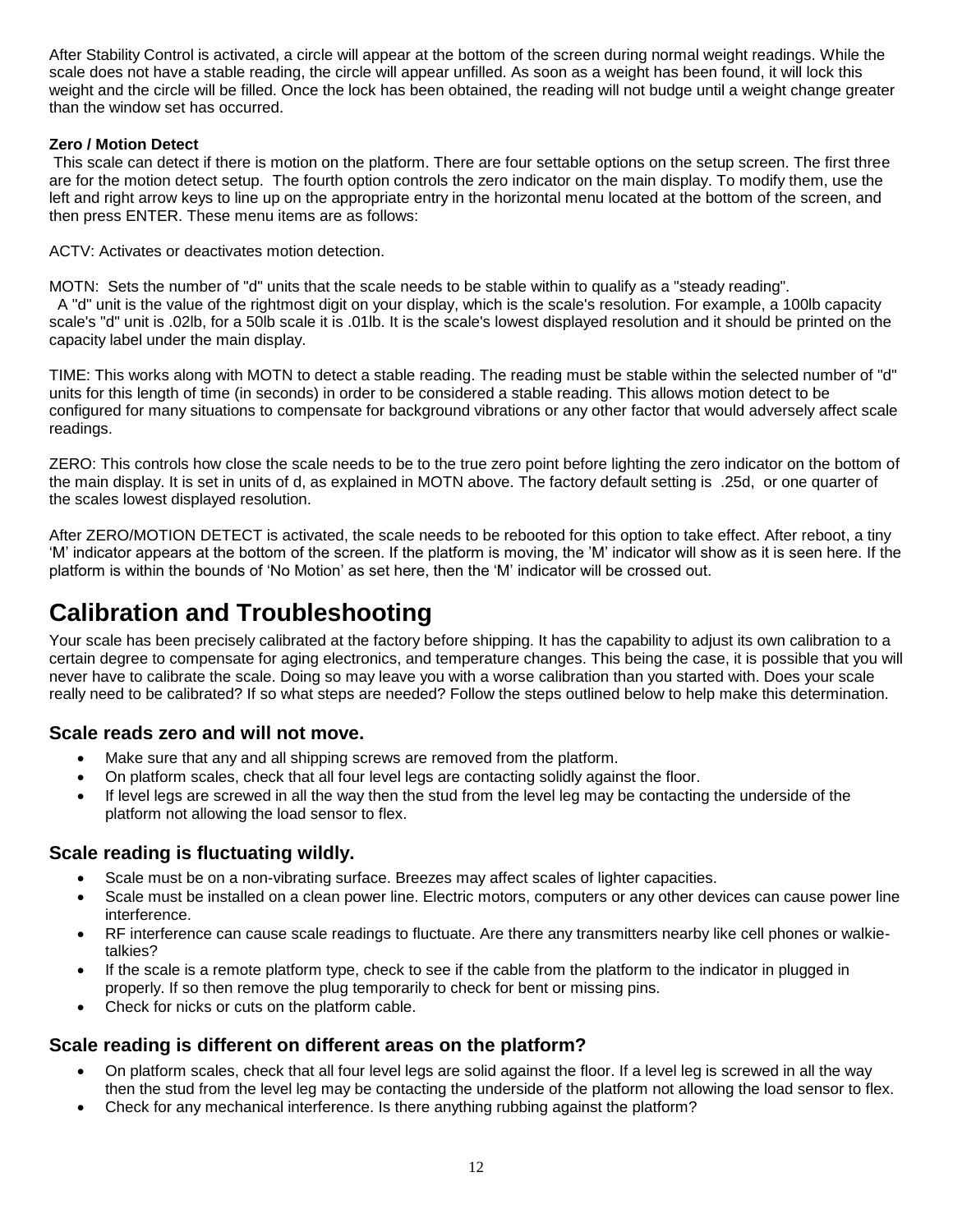After Stability Control is activated, a circle will appear at the bottom of the screen during normal weight readings. While the scale does not have a stable reading, the circle will appear unfilled. As soon as a weight has been found, it will lock this weight and the circle will be filled. Once the lock has been obtained, the reading will not budge until a weight change greater than the window set has occurred.

**Zero / Motion Detect**

This scale can detect if there is motion on the platform. There are four settable options on the setup screen. The first three are for the motion detect setup. The fourth option controls the zero indicator on the main display. To modify them, use the left and right arrow keys to line up on the appropriate entry in the horizontal menu located at the bottom of the screen, and then press ENTER. These menu items are as follows:

ACTV: Activates or deactivates motion detection.

MOTN: Sets the number of "d" units that the scale needs to be stable within to qualify as a "steady reading".
A "d" unit is the value of the rightmost digit on your display, which is the scale's resolution. For example, a 100lb capacity scale's "d" unit is .02lb, for a 50lb scale it is .01lb. It is the scale's lowest displayed resolution and it should be printed on the capacity label under the main display.

TIME: This works along with MOTN to detect a stable reading. The reading must be stable within the selected number of "d" units for this length of time (in seconds) in order to be considered a stable reading. This allows motion detect to be configured for many situations to compensate for background vibrations or any other factor that would adversely affect scale readings.

ZERO: This controls how close the scale needs to be to the true zero point before lighting the zero indicator on the bottom of the main display. It is set in units of d, as explained in MOTN above. The factory default setting is .25d, or one quarter of the scales lowest displayed resolution.

After ZERO/MOTION DETECT is activated, the scale needs to be rebooted for this option to take effect. After reboot, a tiny 'M' indicator appears at the bottom of the screen. If the platform is moving, the 'M' indicator will show as it is seen here. If the platform is within the bounds of 'No Motion' as set here, then the 'M' indicator will be crossed out.

# Calibration and Troubleshooting

Your scale has been precisely calibrated at the factory before shipping. It has the capability to adjust its own calibration to a certain degree to compensate for aging electronics, and temperature changes. This being the case, it is possible that you will never have to calibrate the scale. Doing so may leave you with a worse calibration than you started with. Does your scale really need to be calibrated? If so what steps are needed? Follow the steps outlined below to help make this determination.

## Scale reads zero and will not move.

- Make sure that any and all shipping screws are removed from the platform.
- On platform scales, check that all four level legs are contacting solidly against the floor.
- If level legs are screwed in all the way then the stud from the level leg may be contacting the underside of the platform not allowing the load sensor to flex.

## Scale reading is fluctuating wildly.

- Scale must be on a non-vibrating surface. Breezes may affect scales of lighter capacities.
- Scale must be installed on a clean power line. Electric motors, computers or any other devices can cause power line interference.
- RF interference can cause scale readings to fluctuate. Are there any transmitters nearby like cell phones or walkie-talkies?
- If the scale is a remote platform type, check to see if the cable from the platform to the indicator in plugged in properly. If so then remove the plug temporarily to check for bent or missing pins.
- Check for nicks or cuts on the platform cable.

## Scale reading is different on different areas on the platform?

- On platform scales, check that all four level legs are solid against the floor. If a level leg is screwed in all the way then the stud from the level leg may be contacting the underside of the platform not allowing the load sensor to flex.
- Check for any mechanical interference. Is there anything rubbing against the platform?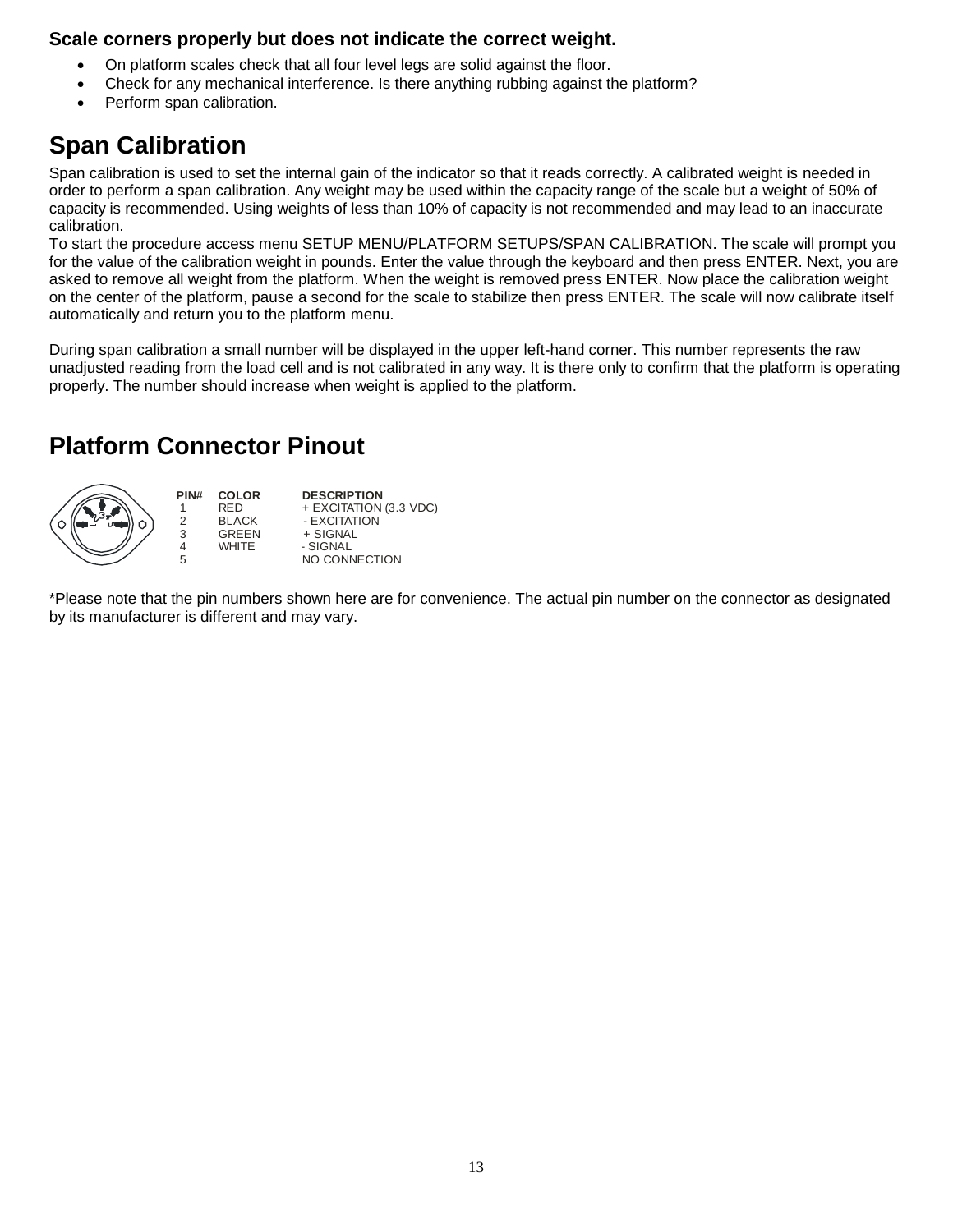**Scale corners properly but does not indicate the correct weight.**

- On platform scales check that all four level legs are solid against the floor.
- Check for any mechanical interference. Is there anything rubbing against the platform?
- Perform span calibration.

# Span Calibration

Span calibration is used to set the internal gain of the indicator so that it reads correctly. A calibrated weight is needed in order to perform a span calibration. Any weight may be used within the capacity range of the scale but a weight of 50% of capacity is recommended. Using weights of less than 10% of capacity is not recommended and may lead to an inaccurate calibration.
To start the procedure access menu SETUP MENU/PLATFORM SETUPS/SPAN CALIBRATION. The scale will prompt you for the value of the calibration weight in pounds. Enter the value through the keyboard and then press ENTER. Next, you are asked to remove all weight from the platform. When the weight is removed press ENTER. Now place the calibration weight on the center of the platform, pause a second for the scale to stabilize then press ENTER. The scale will now calibrate itself automatically and return you to the platform menu.

During span calibration a small number will be displayed in the upper left-hand corner. This number represents the raw unadjusted reading from the load cell and is not calibrated in any way. It is there only to confirm that the platform is operating properly. The number should increase when weight is applied to the platform.

# Platform Connector Pinout

| PIN# | COLOR | DESCRIPTION |
|---|---|---|
| 1 | RED | + EXCITATION (3.3 VDC) |
| 2 | BLACK | - EXCITATION |
| 3 | GREEN | + SIGNAL |
| 4 | WHITE | - SIGNAL |
| 5 | | NO CONNECTION |

*Please note that the pin numbers shown here are for convenience. The actual pin number on the connector as designated by its manufacturer is different and may vary.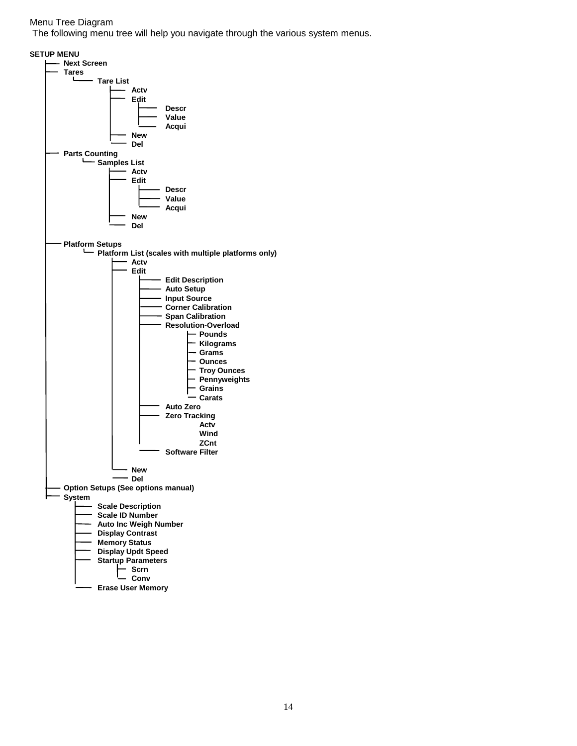Menu Tree Diagram

The following menu tree will help you navigate through the various system menus.

**SETUP MENU**

- **Next Screen**
- **Tares**
  - **Tare List**
    - **Actv**
    - **Edit**
      - **Descr**
      - **Value**
      - **Acqui**
    - **New**
    - **Del**
- **Parts Counting**
  - **Samples List**
    - **Actv**
    - **Edit**
      - **Descr**
      - **Value**
      - **Acqui**
    - **New**
    - **Del**
- **Platform Setups**
  - **Platform List (scales with multiple platforms only)**
    - **Actv**
    - **Edit**
      - **Edit Description**
      - **Auto Setup**
      - **Input Source**
      - **Corner Calibration**
      - **Span Calibration**
      - **Resolution-Overload**
        - **Pounds**
        - **Kilograms**
        - **Grams**
        - **Ounces**
        - **Troy Ounces**
        - **Pennyweights**
        - **Grains**
        - **Carats**
      - **Auto Zero**
      - **Zero Tracking**
        - **Actv**
        - **Wind**
        - **ZCnt**
      - **Software Filter**
    - **New**
    - **Del**
- **Option Setups (See options manual)**
- **System**
  - **Scale Description**
  - **Scale ID Number**
  - **Auto Inc Weigh Number**
  - **Display Contrast**
  - **Memory Status**
  - **Display Updt Speed**
  - **Startup Parameters**
    - **Scrn**
    - **Conv**
  - **Erase User Memory**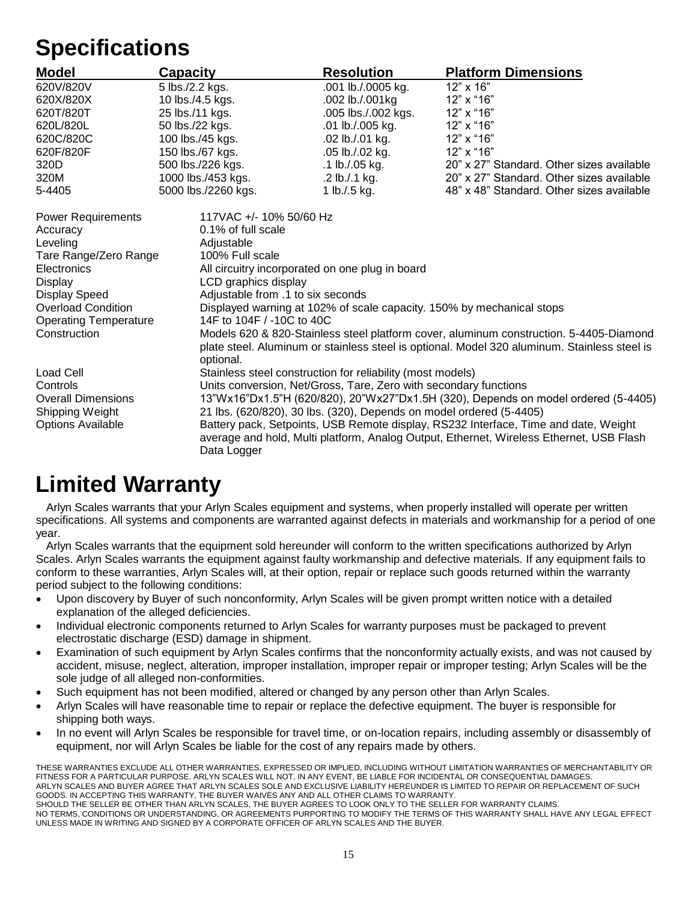# Specifications

| Model | Capacity | Resolution | Platform Dimensions |
|---|---|---|---|
| 620V/820V | 5 lbs./2.2 kgs. | .001 lb./.0005 kg. | 12" x 16" |
| 620X/820X | 10 lbs./4.5 kgs. | .002 lb./.001kg | 12" x "16" |
| 620T/820T | 25 lbs./11 kgs. | .005 lbs./.002 kgs. | 12" x "16" |
| 620L/820L | 50 lbs./22 kgs. | .01 lb./.005 kg. | 12" x "16" |
| 620C/820C | 100 lbs./45 kgs. | .02 lb./.01 kg. | 12" x "16" |
| 620F/820F | 150 lbs./67 kgs. | .05 lb./.02 kg. | 12" x "16" |
| 320D | 500 lbs./226 kgs. | .1 lb./.05 kg. | 20" x 27" Standard. Other sizes available |
| 320M | 1000 lbs./453 kgs. | .2 lb./.1 kg. | 20" x 27" Standard. Other sizes available |
| 5-4405 | 5000 lbs./2260 kgs. | 1 lb./.5 kg. | 48" x 48" Standard. Other sizes available |

| | |
|---|---|
| Power Requirements | 117VAC +/- 10% 50/60 Hz |
| Accuracy | 0.1% of full scale |
| Leveling | Adjustable |
| Tare Range/Zero Range | 100% Full scale |
| Electronics | All circuitry incorporated on one plug in board |
| Display | LCD graphics display |
| Display Speed | Adjustable from .1 to six seconds |
| Overload Condition | Displayed warning at 102% of scale capacity. 150% by mechanical stops |
| Operating Temperature | 14F to 104F / -10C to 40C |
| Construction | Models 620 & 820-Stainless steel platform cover, aluminum construction. 5-4405-Diamond plate steel. Aluminum or stainless steel is optional. Model 320 aluminum. Stainless steel is optional. |
| Load Cell | Stainless steel construction for reliability (most models) |
| Controls | Units conversion, Net/Gross, Tare, Zero with secondary functions |
| Overall Dimensions | 13"Wx16"Dx1.5"H (620/820), 20"Wx27"Dx1.5H (320), Depends on model ordered (5-4405) |
| Shipping Weight | 21 lbs. (620/820), 30 lbs. (320), Depends on model ordered (5-4405) |
| Options Available | Battery pack, Setpoints, USB Remote display, RS232 Interface, Time and date, Weight average and hold, Multi platform, Analog Output, Ethernet, Wireless Ethernet, USB Flash Data Logger |

# Limited Warranty

Arlyn Scales warrants that your Arlyn Scales equipment and systems, when properly installed will operate per written specifications. All systems and components are warranted against defects in materials and workmanship for a period of one year.

Arlyn Scales warrants that the equipment sold hereunder will conform to the written specifications authorized by Arlyn Scales. Arlyn Scales warrants the equipment against faulty workmanship and defective materials. If any equipment fails to conform to these warranties, Arlyn Scales will, at their option, repair or replace such goods returned within the warranty period subject to the following conditions:

- Upon discovery by Buyer of such nonconformity, Arlyn Scales will be given prompt written notice with a detailed explanation of the alleged deficiencies.
- Individual electronic components returned to Arlyn Scales for warranty purposes must be packaged to prevent electrostatic discharge (ESD) damage in shipment.
- Examination of such equipment by Arlyn Scales confirms that the nonconformity actually exists, and was not caused by accident, misuse, neglect, alteration, improper installation, improper repair or improper testing; Arlyn Scales will be the sole judge of all alleged non-conformities.
- Such equipment has not been modified, altered or changed by any person other than Arlyn Scales.
- Arlyn Scales will have reasonable time to repair or replace the defective equipment. The buyer is responsible for shipping both ways.
- In no event will Arlyn Scales be responsible for travel time, or on-location repairs, including assembly or disassembly of equipment, nor will Arlyn Scales be liable for the cost of any repairs made by others.

THESE WARRANTIES EXCLUDE ALL OTHER WARRANTIES, EXPRESSED OR IMPLIED, INCLUDING WITHOUT LIMITATION WARRANTIES OF MERCHANTABILITY OR FITNESS FOR A PARTICULAR PURPOSE. ARLYN SCALES WILL NOT, IN ANY EVENT, BE LIABLE FOR INCIDENTAL OR CONSEQUENTIAL DAMAGES.
ARLYN SCALES AND BUYER AGREE THAT ARLYN SCALES SOLE AND EXCLUSIVE LIABILITY HEREUNDER IS LIMITED TO REPAIR OR REPLACEMENT OF SUCH GOODS. IN ACCEPTING THIS WARRANTY, THE BUYER WAIVES ANY AND ALL OTHER CLAIMS TO WARRANTY.
SHOULD THE SELLER BE OTHER THAN ARLYN SCALES, THE BUYER AGREES TO LOOK ONLY TO THE SELLER FOR WARRANTY CLAIMS.
NO TERMS, CONDITIONS OR UNDERSTANDING, OR AGREEMENTS PURPORTING TO MODIFY THE TERMS OF THIS WARRANTY SHALL HAVE ANY LEGAL EFFECT UNLESS MADE IN WRITING AND SIGNED BY A CORPORATE OFFICER OF ARLYN SCALES AND THE BUYER.